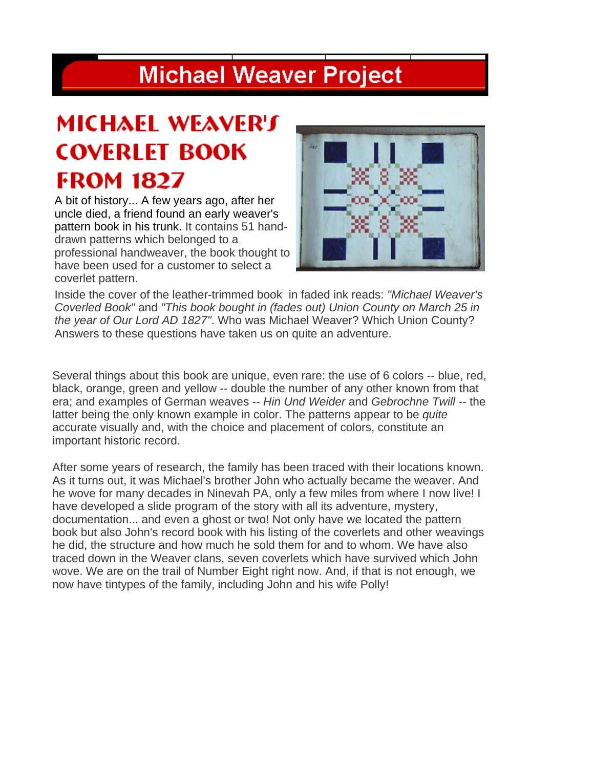# Michael Weaver Project

## MICHAEL WEAVER'S COVERLET BOOK FROM 1827

A bit of history... A few years ago, after her uncle died, a friend found an early weaver's pattern book in his trunk. It contains 51 hand-drawn patterns which belonged to a professional handweaver, the book thought to have been used for a customer to select a coverlet pattern.

Inside the cover of the leather-trimmed book in faded ink reads: *"Michael Weaver's Coverled Book"* and *"This book bought in (fades out) Union County on March 25 in the year of Our Lord AD 1827"*. Who was Michael Weaver? Which Union County? Answers to these questions have taken us on quite an adventure.

Several things about this book are unique, even rare: the use of 6 colors -- blue, red, black, orange, green and yellow -- double the number of any other known from that era; and examples of German weaves -- *Hin Und Weider* and *Gebrochne Twill* -- the latter being the only known example in color. The patterns appear to be *quite* accurate visually and, with the choice and placement of colors, constitute an important historic record.

After some years of research, the family has been traced with their locations known. As it turns out, it was Michael's brother John who actually became the weaver. And he wove for many decades in Ninevah PA, only a few miles from where I now live! I have developed a slide program of the story with all its adventure, mystery, documentation... and even a ghost or two! Not only have we located the pattern book but also John's record book with his listing of the coverlets and other weavings he did, the structure and how much he sold them for and to whom. We have also traced down in the Weaver clans, seven coverlets which have survived which John wove. We are on the trail of Number Eight right now. And, if that is not enough, we now have tintypes of the family, including John and his wife Polly!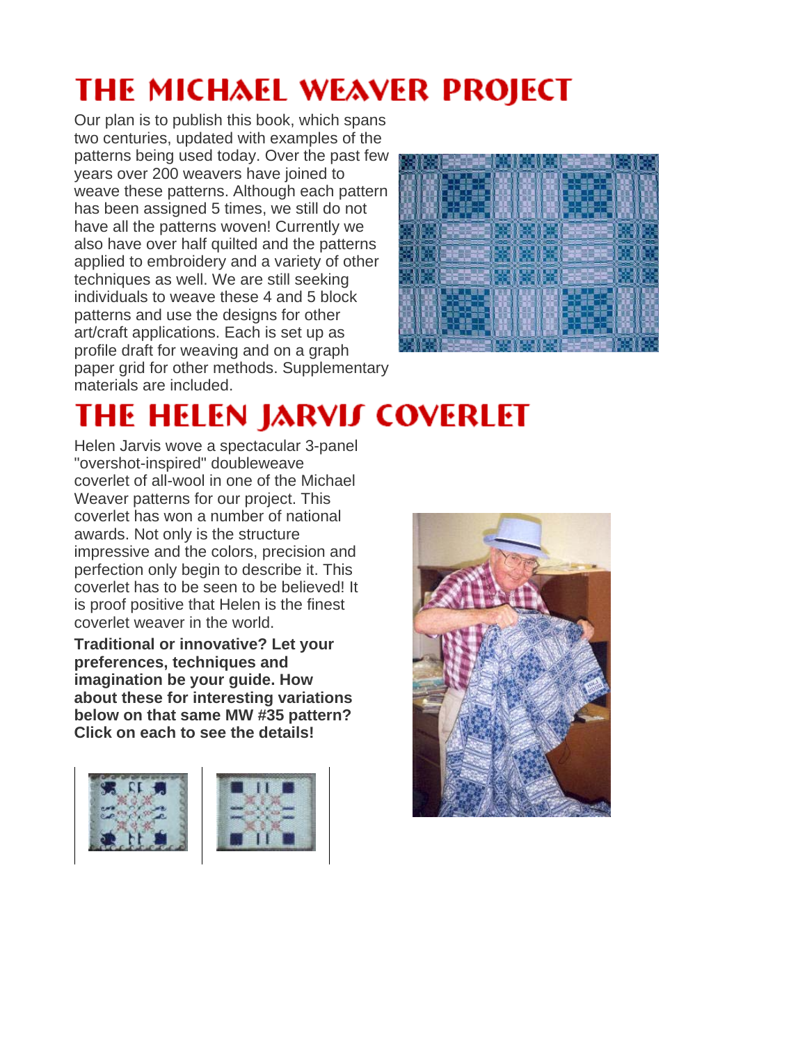# THE MICHAEL WEAVER PROJECT

Our plan is to publish this book, which spans two centuries, updated with examples of the patterns being used today. Over the past few years over 200 weavers have joined to weave these patterns. Although each pattern has been assigned 5 times, we still do not have all the patterns woven! Currently we also have over half quilted and the patterns applied to embroidery and a variety of other techniques as well. We are still seeking individuals to weave these 4 and 5 block patterns and use the designs for other art/craft applications. Each is set up as profile draft for weaving and on a graph paper grid for other methods. Supplementary materials are included.

# THE HELEN JARVIS COVERLET

Helen Jarvis wove a spectacular 3-panel "overshot-inspired" doubleweave coverlet of all-wool in one of the Michael Weaver patterns for our project. This coverlet has won a number of national awards. Not only is the structure impressive and the colors, precision and perfection only begin to describe it. This coverlet has to be seen to be believed! It is proof positive that Helen is the finest coverlet weaver in the world.

**Traditional or innovative? Let your preferences, techniques and imagination be your guide. How about these for interesting variations below on that same MW #35 pattern? Click on each to see the details!**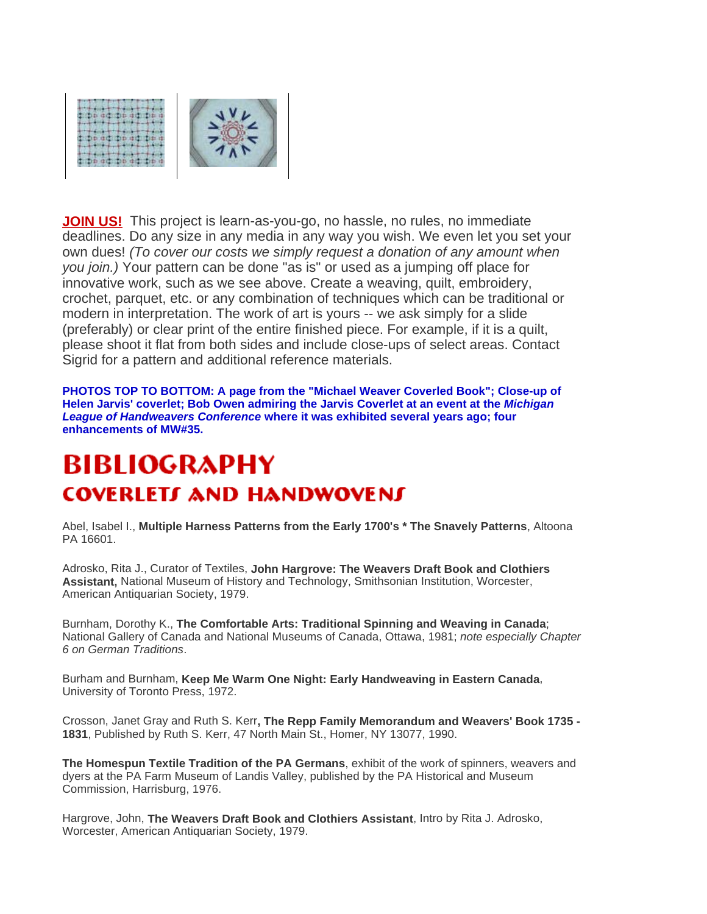**JOIN US!** This project is learn-as-you-go, no hassle, no rules, no immediate deadlines. Do any size in any media in any way you wish. We even let you set your own dues! *(To cover our costs we simply request a donation of any amount when you join.)* Your pattern can be done "as is" or used as a jumping off place for innovative work, such as we see above. Create a weaving, quilt, embroidery, crochet, parquet, etc. or any combination of techniques which can be traditional or modern in interpretation. The work of art is yours -- we ask simply for a slide (preferably) or clear print of the entire finished piece. For example, if it is a quilt, please shoot it flat from both sides and include close-ups of select areas. Contact Sigrid for a pattern and additional reference materials.

**PHOTOS TOP TO BOTTOM: A page from the "Michael Weaver Coverled Book"; Close-up of Helen Jarvis' coverlet; Bob Owen admiring the Jarvis Coverlet at an event at the *Michigan League of Handweavers Conference* where it was exhibited several years ago; four enhancements of MW#35.**

# BIBLIOGRAPHY

## COVERLETS AND HANDWOVENS

Abel, Isabel I., **Multiple Harness Patterns from the Early 1700's * The Snavely Patterns**, Altoona PA 16601.

Adrosko, Rita J., Curator of Textiles, **John Hargrove: The Weavers Draft Book and Clothiers Assistant,** National Museum of History and Technology, Smithsonian Institution, Worcester, American Antiquarian Society, 1979.

Burnham, Dorothy K., **The Comfortable Arts: Traditional Spinning and Weaving in Canada**; National Gallery of Canada and National Museums of Canada, Ottawa, 1981; *note especially Chapter 6 on German Traditions*.

Burham and Burnham, **Keep Me Warm One Night: Early Handweaving in Eastern Canada**, University of Toronto Press, 1972.

Crosson, Janet Gray and Ruth S. Kerr**, The Repp Family Memorandum and Weavers' Book 1735 - 1831**, Published by Ruth S. Kerr, 47 North Main St., Homer, NY 13077, 1990.

**The Homespun Textile Tradition of the PA Germans**, exhibit of the work of spinners, weavers and dyers at the PA Farm Museum of Landis Valley, published by the PA Historical and Museum Commission, Harrisburg, 1976.

Hargrove, John, **The Weavers Draft Book and Clothiers Assistant**, Intro by Rita J. Adrosko, Worcester, American Antiquarian Society, 1979.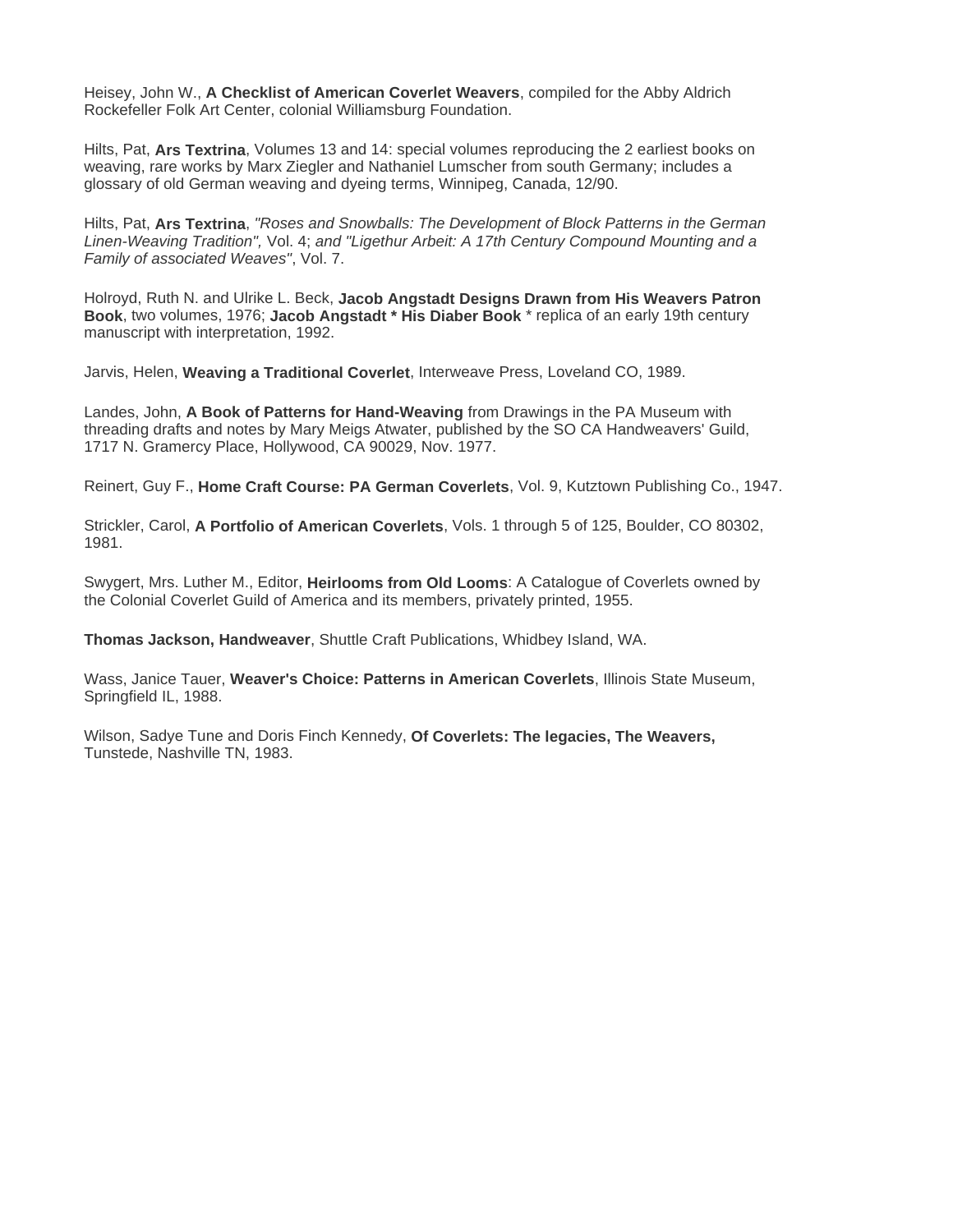Heisey, John W., **A Checklist of American Coverlet Weavers**, compiled for the Abby Aldrich Rockefeller Folk Art Center, colonial Williamsburg Foundation.

Hilts, Pat, **Ars Textrina**, Volumes 13 and 14: special volumes reproducing the 2 earliest books on weaving, rare works by Marx Ziegler and Nathaniel Lumscher from south Germany; includes a glossary of old German weaving and dyeing terms, Winnipeg, Canada, 12/90.

Hilts, Pat, **Ars Textrina**, *"Roses and Snowballs: The Development of Block Patterns in the German Linen-Weaving Tradition",* Vol. 4; *and "Ligethur Arbeit: A 17th Century Compound Mounting and a Family of associated Weaves"*, Vol. 7.

Holroyd, Ruth N. and Ulrike L. Beck, **Jacob Angstadt Designs Drawn from His Weavers Patron Book**, two volumes, 1976; **Jacob Angstadt * His Diaber Book** * replica of an early 19th century manuscript with interpretation, 1992.

Jarvis, Helen, **Weaving a Traditional Coverlet**, Interweave Press, Loveland CO, 1989.

Landes, John, **A Book of Patterns for Hand-Weaving** from Drawings in the PA Museum with threading drafts and notes by Mary Meigs Atwater, published by the SO CA Handweavers' Guild, 1717 N. Gramercy Place, Hollywood, CA 90029, Nov. 1977.

Reinert, Guy F., **Home Craft Course: PA German Coverlets**, Vol. 9, Kutztown Publishing Co., 1947.

Strickler, Carol, **A Portfolio of American Coverlets**, Vols. 1 through 5 of 125, Boulder, CO 80302, 1981.

Swygert, Mrs. Luther M., Editor, **Heirlooms from Old Looms**: A Catalogue of Coverlets owned by the Colonial Coverlet Guild of America and its members, privately printed, 1955.

**Thomas Jackson, Handweaver**, Shuttle Craft Publications, Whidbey Island, WA.

Wass, Janice Tauer, **Weaver's Choice: Patterns in American Coverlets**, Illinois State Museum, Springfield IL, 1988.

Wilson, Sadye Tune and Doris Finch Kennedy, **Of Coverlets: The legacies, The Weavers,** Tunstede, Nashville TN, 1983.